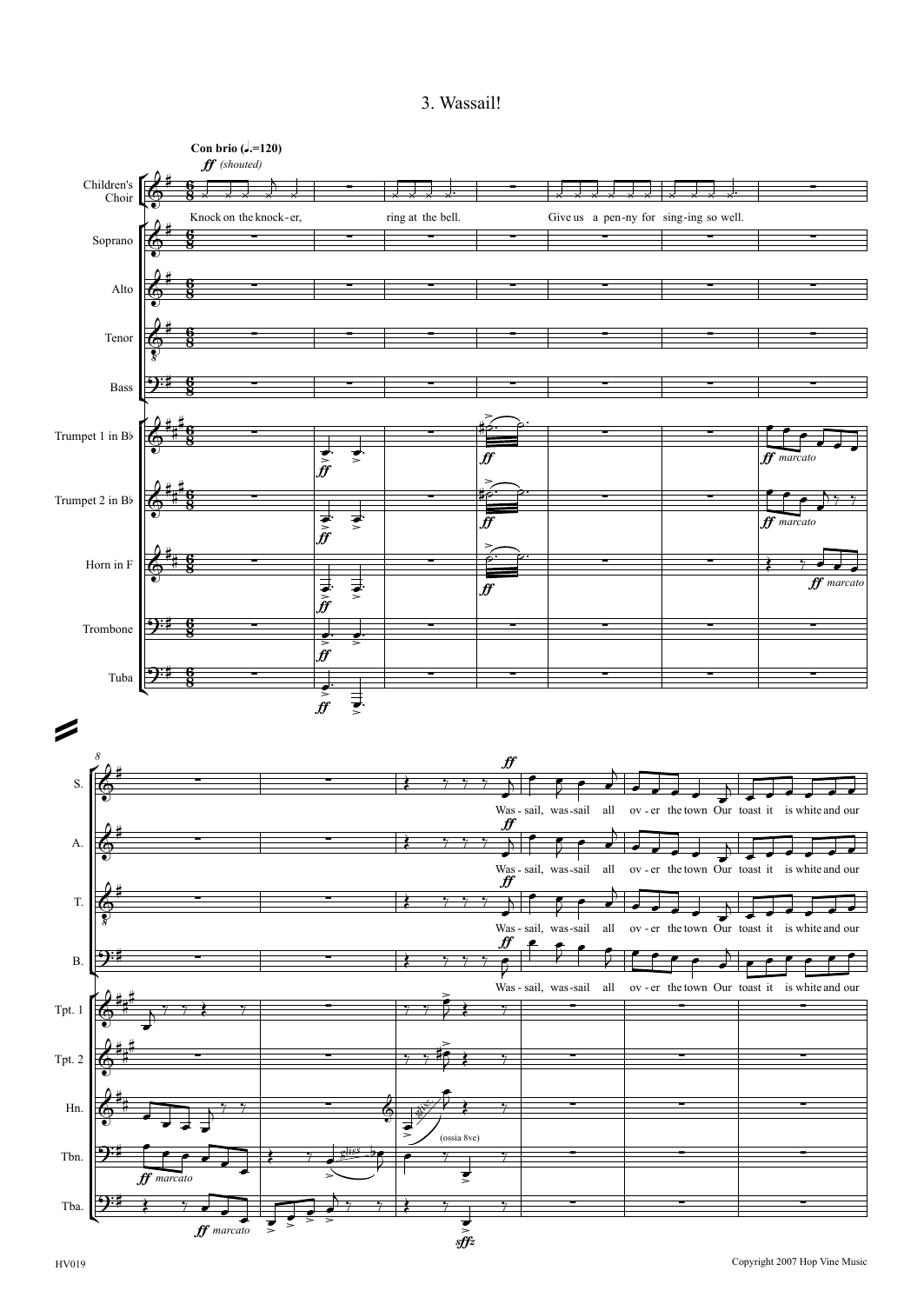# 3. Wassail!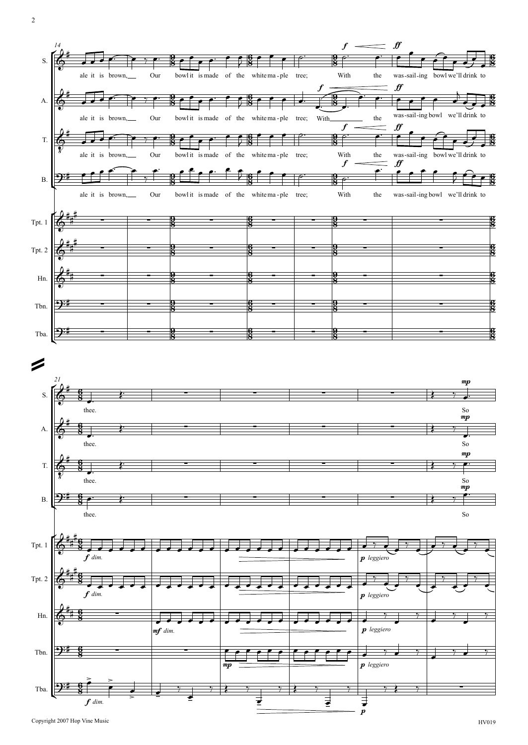ale it is brown, Our bowl it is made of the white ma-ple tree; With the was-sail-ing bowl we'll drink to thee.

So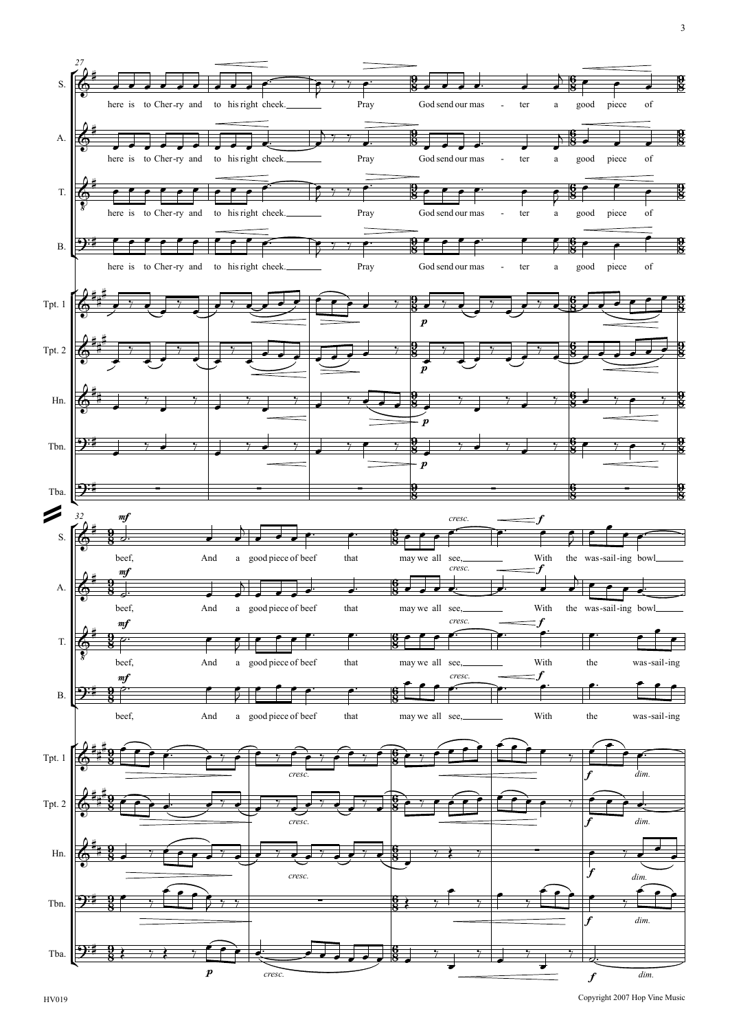here is to Cher-ry and to his right cheek. Pray God send our mas - ter a good piece of

beef, And a good piece of beef that may we all see, With the was-sail-ing bowl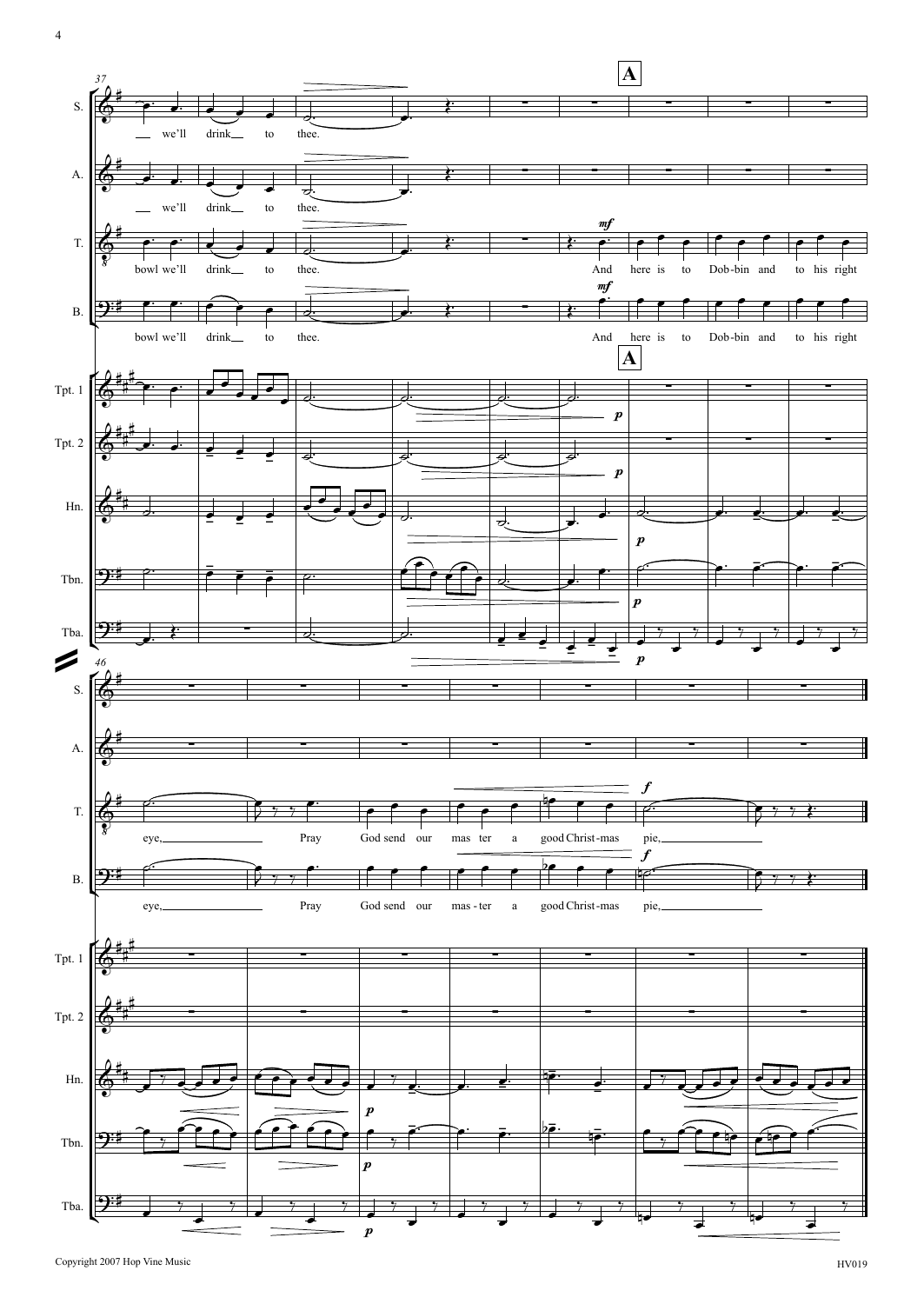37

S. — we'll drink to thee.

A. — we'll drink to thee.

T. bowl we'll drink to thee. *mf* And here is to Dob-bin and to his right

B. bowl we'll drink to thee. *mf* And here is to Dob-bin and to his right

**A**

46

T. eye, Pray God send our mas ter a good Christ-mas *f* pie,

B. eye, Pray God send our mas - ter a good Christ-mas *f* pie,